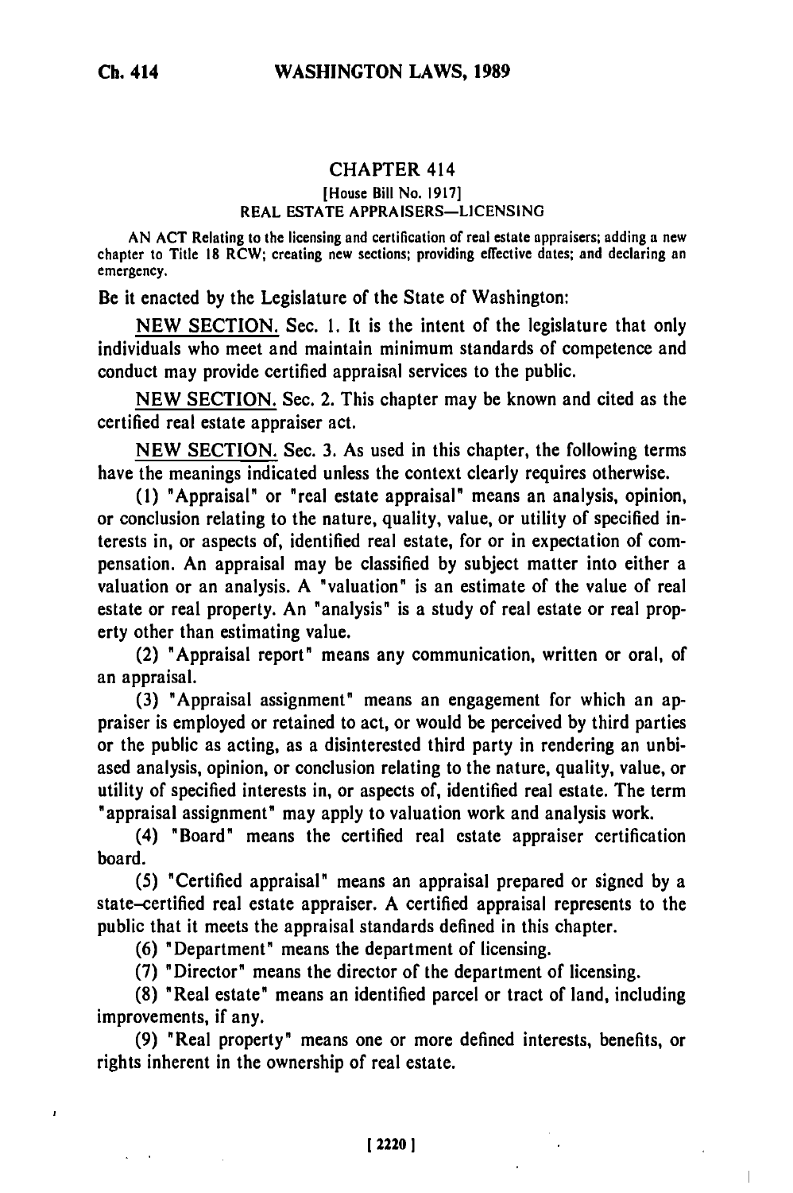## CHAPTER 414

[House Bill No. 1917]

REAL ESTATE APPRAISERS—LICENSING

AN ACT Relating to the licensing and certification of real estate appraisers; adding a new chapter to Title 18 RCW; creating new sections; providing effective dates; and declaring an emergency.

Be it enacted by the Legislature of the State of Washington:

NEW SECTION. Sec. 1. It is the intent of the legislature that only individuals who meet and maintain minimum standards of competence and conduct may provide certified appraisal services to the public.

NEW SECTION. Sec. 2. This chapter may be known and cited as the certified real estate appraiser act.

NEW SECTION. Sec. 3. As used in this chapter, the following terms have the meanings indicated unless the context clearly requires otherwise.

(1) "Appraisal" or "real estate appraisal" means an analysis, opinion, or conclusion relating to the nature, quality, value, or utility of specified interests in, or aspects of, identified real estate, for or in expectation of compensation. An appraisal may be classified by subject matter into either a valuation or an analysis. A "valuation" is an estimate of the value of real estate or real property. An "analysis" is a study of real estate or real property other than estimating value.

(2) "Appraisal report" means any communication, written or oral, of an appraisal.

(3) "Appraisal assignment" means an engagement for which an appraiser is employed or retained to act, or would be perceived by third parties or the public as acting, as a disinterested third party in rendering an unbiased analysis, opinion, or conclusion relating to the nature, quality, value, or utility of specified interests in, or aspects of, identified real estate. The term "appraisal assignment" may apply to valuation work and analysis work.

(4) "Board" means the certified real estate appraiser certification board.

(5) "Certified appraisal" means an appraisal prepared or signed by a state-certified real estate appraiser. A certified appraisal represents to the public that it meets the appraisal standards defined in this chapter.

(6) "Department" means the department of licensing.

(7) "Director" means the director of the department of licensing.

(8) "Real estate" means an identified parcel or tract of land, including improvements, if any.

(9) "Real property" means one or more defined interests, benefits, or rights inherent in the ownership of real estate.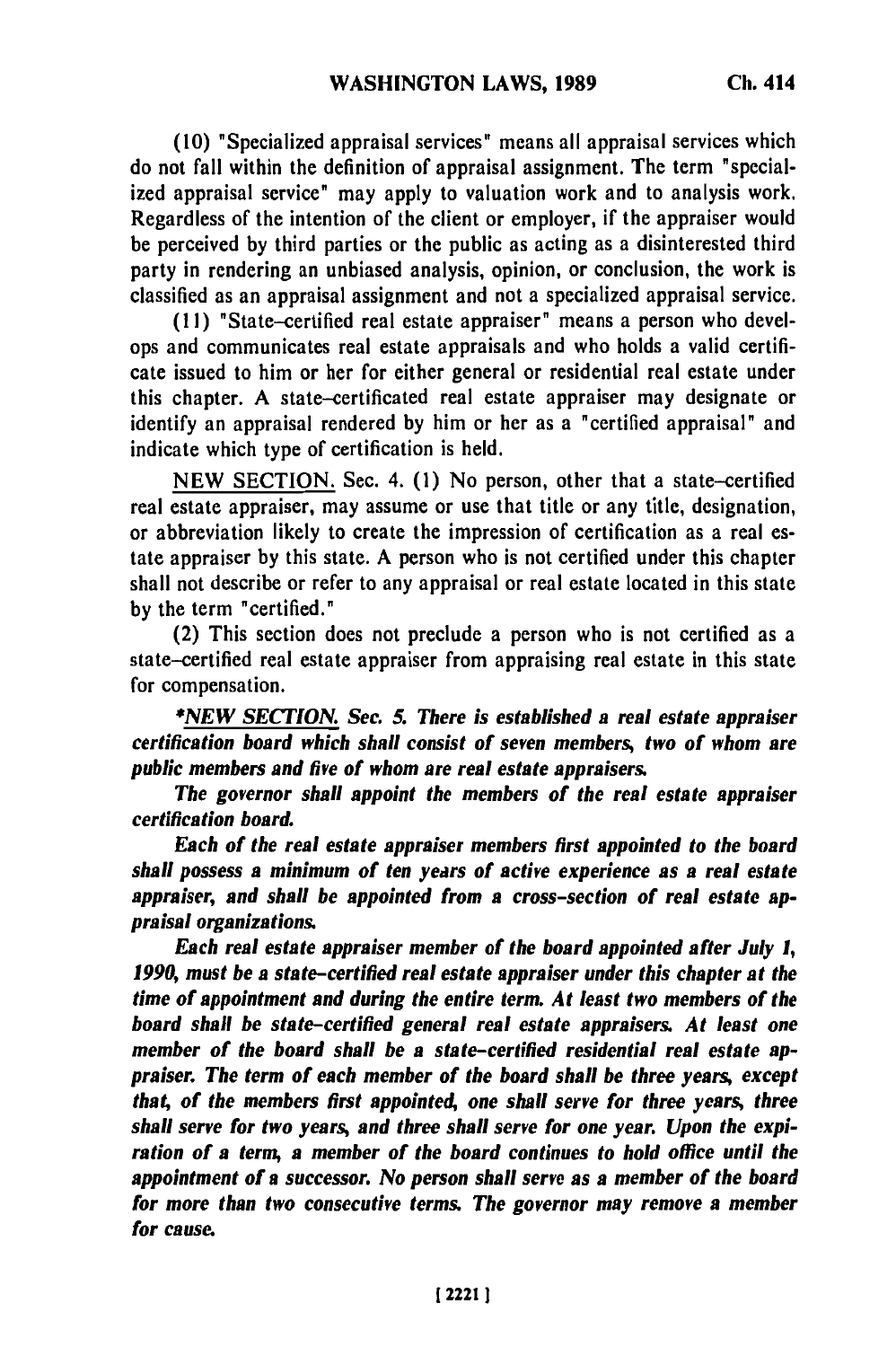(10) "Specialized appraisal services" means all appraisal services which do not fall within the definition of appraisal assignment. The term "specialized appraisal service" may apply to valuation work and to analysis work. Regardless of the intention of the client or employer, if the appraiser would be perceived by third parties or the public as acting as a disinterested third party in rendering an unbiased analysis, opinion, or conclusion, the work is classified as an appraisal assignment and not a specialized appraisal service.

(11) "State-certified real estate appraiser" means a person who develops and communicates real estate appraisals and who holds a valid certificate issued to him or her for either general or residential real estate under this chapter. A state-certificated real estate appraiser may designate or identify an appraisal rendered by him or her as a "certified appraisal" and indicate which type of certification is held.

NEW SECTION. Sec. 4. (1) No person, other that a state-certified real estate appraiser, may assume or use that title or any title, designation, or abbreviation likely to create the impression of certification as a real estate appraiser by this state. A person who is not certified under this chapter shall not describe or refer to any appraisal or real estate located in this state by the term "certified."

(2) This section does not preclude a person who is not certified as a state-certified real estate appraiser from appraising real estate in this state for compensation.

*\*NEW SECTION. Sec. 5. There is established a real estate appraiser certification board which shall consist of seven members, two of whom are public members and five of whom are real estate appraisers.*

*The governor shall appoint the members of the real estate appraiser certification board.*

*Each of the real estate appraiser members first appointed to the board shall possess a minimum of ten years of active experience as a real estate appraiser, and shall be appointed from a cross-section of real estate appraisal organizations.*

*Each real estate appraiser member of the board appointed after July 1, 1990, must be a state-certified real estate appraiser under this chapter at the time of appointment and during the entire term. At least two members of the board shall be state-certified general real estate appraisers. At least one member of the board shall be a state-certified residential real estate appraiser. The term of each member of the board shall be three years, except that, of the members first appointed, one shall serve for three years, three shall serve for two years, and three shall serve for one year. Upon the expiration of a term, a member of the board continues to hold office until the appointment of a successor. No person shall serve as a member of the board for more than two consecutive terms. The governor may remove a member for cause.*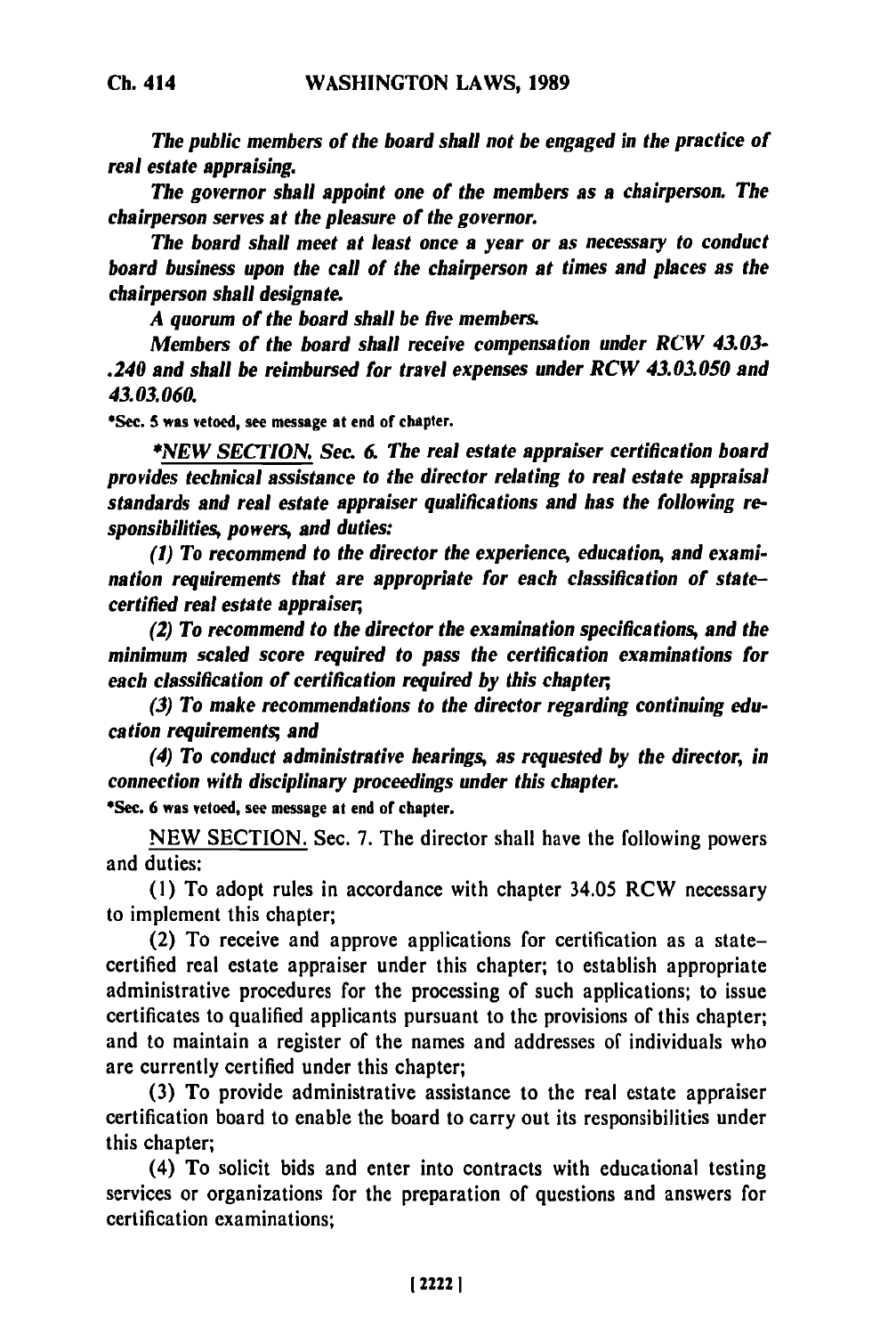*The public members of the board shall not be engaged in the practice of real estate appraising.*

*The governor shall appoint one of the members as a chairperson. The chairperson serves at the pleasure of the governor.*

*The board shall meet at least once a year or as necessary to conduct board business upon the call of the chairperson at times and places as the chairperson shall designate.*

*A quorum of the board shall be five members.*

*Members of the board shall receive compensation under RCW 43.03-.240 and shall be reimbursed for travel expenses under RCW 43.03.050 and 43.03.060.*

*Sec. 5 was vetoed, see message at end of chapter.

*\*NEW SECTION. Sec. 6. The real estate appraiser certification board provides technical assistance to the director relating to real estate appraisal standards and real estate appraiser qualifications and has the following responsibilities, powers, and duties:*

*(1) To recommend to the director the experience, education, and examination requirements that are appropriate for each classification of state-certified real estate appraiser;*

*(2) To recommend to the director the examination specifications, and the minimum scaled score required to pass the certification examinations for each classification of certification required by this chapter;*

*(3) To make recommendations to the director regarding continuing education requirements; and*

*(4) To conduct administrative hearings, as requested by the director, in connection with disciplinary proceedings under this chapter.*

*Sec. 6 was vetoed, see message at end of chapter.

NEW SECTION. Sec. 7. The director shall have the following powers and duties:

(1) To adopt rules in accordance with chapter 34.05 RCW necessary to implement this chapter;

(2) To receive and approve applications for certification as a state-certified real estate appraiser under this chapter; to establish appropriate administrative procedures for the processing of such applications; to issue certificates to qualified applicants pursuant to the provisions of this chapter; and to maintain a register of the names and addresses of individuals who are currently certified under this chapter;

(3) To provide administrative assistance to the real estate appraiser certification board to enable the board to carry out its responsibilities under this chapter;

(4) To solicit bids and enter into contracts with educational testing services or organizations for the preparation of questions and answers for certification examinations;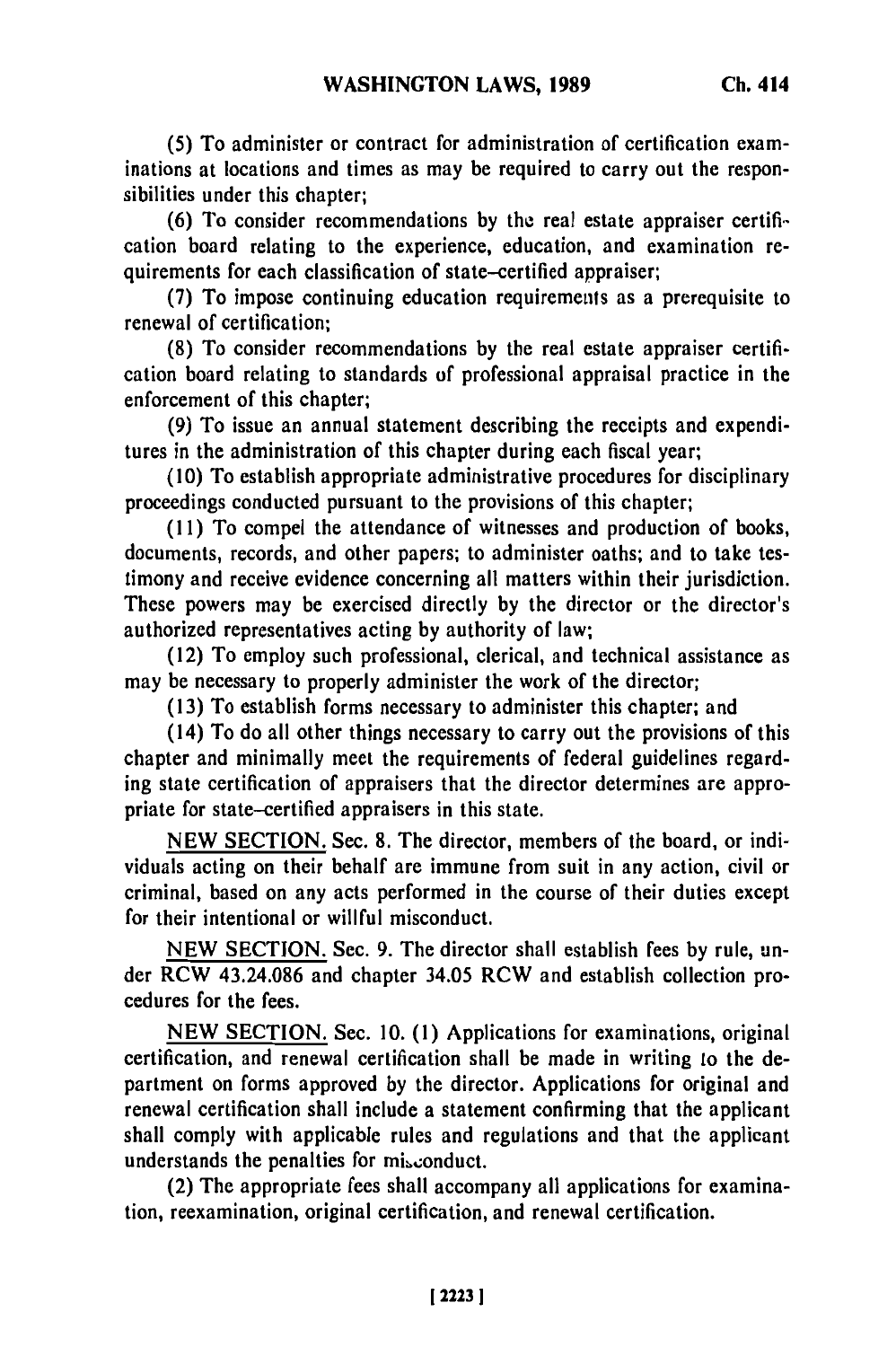(5) To administer or contract for administration of certification examinations at locations and times as may be required to carry out the responsibilities under this chapter;

(6) To consider recommendations by the real estate appraiser certification board relating to the experience, education, and examination requirements for each classification of state-certified appraiser;

(7) To impose continuing education requirements as a prerequisite to renewal of certification;

(8) To consider recommendations by the real estate appraiser certification board relating to standards of professional appraisal practice in the enforcement of this chapter;

(9) To issue an annual statement describing the receipts and expenditures in the administration of this chapter during each fiscal year;

(10) To establish appropriate administrative procedures for disciplinary proceedings conducted pursuant to the provisions of this chapter;

(11) To compel the attendance of witnesses and production of books, documents, records, and other papers; to administer oaths; and to take testimony and receive evidence concerning all matters within their jurisdiction. These powers may be exercised directly by the director or the director's authorized representatives acting by authority of law;

(12) To employ such professional, clerical, and technical assistance as may be necessary to properly administer the work of the director;

(13) To establish forms necessary to administer this chapter; and

(14) To do all other things necessary to carry out the provisions of this chapter and minimally meet the requirements of federal guidelines regarding state certification of appraisers that the director determines are appropriate for state-certified appraisers in this state.

NEW SECTION. Sec. 8. The director, members of the board, or individuals acting on their behalf are immune from suit in any action, civil or criminal, based on any acts performed in the course of their duties except for their intentional or willful misconduct.

NEW SECTION. Sec. 9. The director shall establish fees by rule, under RCW 43.24.086 and chapter 34.05 RCW and establish collection procedures for the fees.

NEW SECTION. Sec. 10. (1) Applications for examinations, original certification, and renewal certification shall be made in writing to the department on forms approved by the director. Applications for original and renewal certification shall include a statement confirming that the applicant shall comply with applicable rules and regulations and that the applicant understands the penalties for misconduct.

(2) The appropriate fees shall accompany all applications for examination, reexamination, original certification, and renewal certification.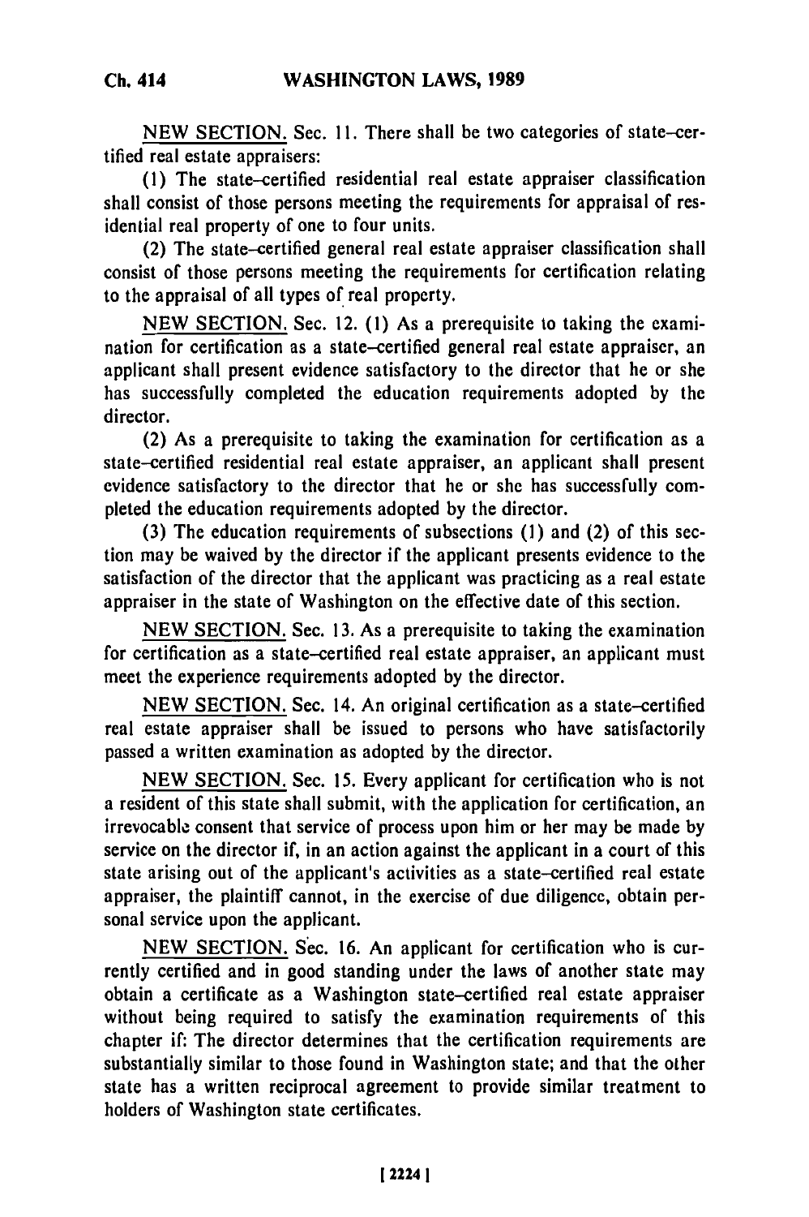NEW SECTION. Sec. 11. There shall be two categories of state-certified real estate appraisers:

(1) The state-certified residential real estate appraiser classification shall consist of those persons meeting the requirements for appraisal of residential real property of one to four units.

(2) The state-certified general real estate appraiser classification shall consist of those persons meeting the requirements for certification relating to the appraisal of all types of real property.

NEW SECTION. Sec. 12. (1) As a prerequisite to taking the examination for certification as a state-certified general real estate appraiser, an applicant shall present evidence satisfactory to the director that he or she has successfully completed the education requirements adopted by the director.

(2) As a prerequisite to taking the examination for certification as a state-certified residential real estate appraiser, an applicant shall present evidence satisfactory to the director that he or she has successfully completed the education requirements adopted by the director.

(3) The education requirements of subsections (1) and (2) of this section may be waived by the director if the applicant presents evidence to the satisfaction of the director that the applicant was practicing as a real estate appraiser in the state of Washington on the effective date of this section.

NEW SECTION. Sec. 13. As a prerequisite to taking the examination for certification as a state-certified real estate appraiser, an applicant must meet the experience requirements adopted by the director.

NEW SECTION. Sec. 14. An original certification as a state-certified real estate appraiser shall be issued to persons who have satisfactorily passed a written examination as adopted by the director.

NEW SECTION. Sec. 15. Every applicant for certification who is not a resident of this state shall submit, with the application for certification, an irrevocable consent that service of process upon him or her may be made by service on the director if, in an action against the applicant in a court of this state arising out of the applicant's activities as a state-certified real estate appraiser, the plaintiff cannot, in the exercise of due diligence, obtain personal service upon the applicant.

NEW SECTION. Sec. 16. An applicant for certification who is currently certified and in good standing under the laws of another state may obtain a certificate as a Washington state-certified real estate appraiser without being required to satisfy the examination requirements of this chapter if: The director determines that the certification requirements are substantially similar to those found in Washington state; and that the other state has a written reciprocal agreement to provide similar treatment to holders of Washington state certificates.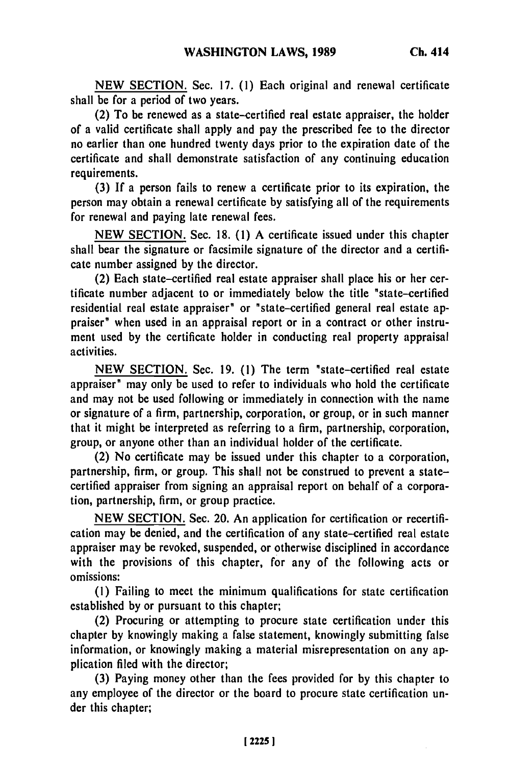NEW SECTION. Sec. 17. (1) Each original and renewal certificate shall be for a period of two years.

(2) To be renewed as a state-certified real estate appraiser, the holder of a valid certificate shall apply and pay the prescribed fee to the director no earlier than one hundred twenty days prior to the expiration date of the certificate and shall demonstrate satisfaction of any continuing education requirements.

(3) If a person fails to renew a certificate prior to its expiration, the person may obtain a renewal certificate by satisfying all of the requirements for renewal and paying late renewal fees.

NEW SECTION. Sec. 18. (1) A certificate issued under this chapter shall bear the signature or facsimile signature of the director and a certificate number assigned by the director.

(2) Each state-certified real estate appraiser shall place his or her certificate number adjacent to or immediately below the title "state-certified residential real estate appraiser" or "state-certified general real estate appraiser" when used in an appraisal report or in a contract or other instrument used by the certificate holder in conducting real property appraisal activities.

NEW SECTION. Sec. 19. (1) The term "state-certified real estate appraiser" may only be used to refer to individuals who hold the certificate and may not be used following or immediately in connection with the name or signature of a firm, partnership, corporation, or group, or in such manner that it might be interpreted as referring to a firm, partnership, corporation, group, or anyone other than an individual holder of the certificate.

(2) No certificate may be issued under this chapter to a corporation, partnership, firm, or group. This shall not be construed to prevent a state-certified appraiser from signing an appraisal report on behalf of a corporation, partnership, firm, or group practice.

NEW SECTION. Sec. 20. An application for certification or recertification may be denied, and the certification of any state-certified real estate appraiser may be revoked, suspended, or otherwise disciplined in accordance with the provisions of this chapter, for any of the following acts or omissions:

(1) Failing to meet the minimum qualifications for state certification established by or pursuant to this chapter;

(2) Procuring or attempting to procure state certification under this chapter by knowingly making a false statement, knowingly submitting false information, or knowingly making a material misrepresentation on any application filed with the director;

(3) Paying money other than the fees provided for by this chapter to any employee of the director or the board to procure state certification under this chapter;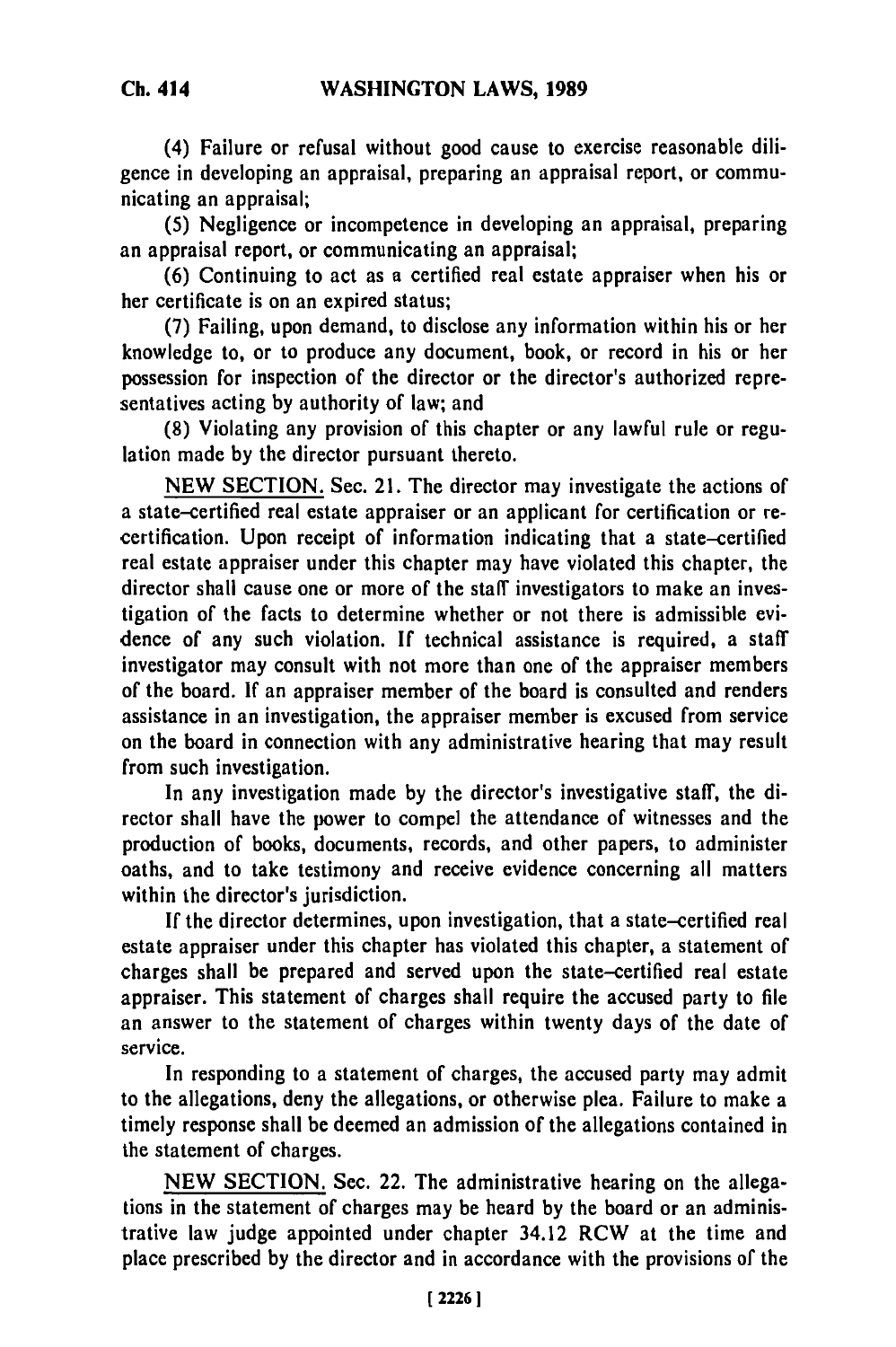(4) Failure or refusal without good cause to exercise reasonable diligence in developing an appraisal, preparing an appraisal report, or communicating an appraisal;

(5) Negligence or incompetence in developing an appraisal, preparing an appraisal report, or communicating an appraisal;

(6) Continuing to act as a certified real estate appraiser when his or her certificate is on an expired status;

(7) Failing, upon demand, to disclose any information within his or her knowledge to, or to produce any document, book, or record in his or her possession for inspection of the director or the director's authorized representatives acting by authority of law; and

(8) Violating any provision of this chapter or any lawful rule or regulation made by the director pursuant thereto.

NEW SECTION. Sec. 21. The director may investigate the actions of a state-certified real estate appraiser or an applicant for certification or recertification. Upon receipt of information indicating that a state-certified real estate appraiser under this chapter may have violated this chapter, the director shall cause one or more of the staff investigators to make an investigation of the facts to determine whether or not there is admissible evidence of any such violation. If technical assistance is required, a staff investigator may consult with not more than one of the appraiser members of the board. If an appraiser member of the board is consulted and renders assistance in an investigation, the appraiser member is excused from service on the board in connection with any administrative hearing that may result from such investigation.

In any investigation made by the director's investigative staff, the director shall have the power to compel the attendance of witnesses and the production of books, documents, records, and other papers, to administer oaths, and to take testimony and receive evidence concerning all matters within the director's jurisdiction.

If the director determines, upon investigation, that a state-certified real estate appraiser under this chapter has violated this chapter, a statement of charges shall be prepared and served upon the state-certified real estate appraiser. This statement of charges shall require the accused party to file an answer to the statement of charges within twenty days of the date of service.

In responding to a statement of charges, the accused party may admit to the allegations, deny the allegations, or otherwise plea. Failure to make a timely response shall be deemed an admission of the allegations contained in the statement of charges.

NEW SECTION. Sec. 22. The administrative hearing on the allegations in the statement of charges may be heard by the board or an administrative law judge appointed under chapter 34.12 RCW at the time and place prescribed by the director and in accordance with the provisions of the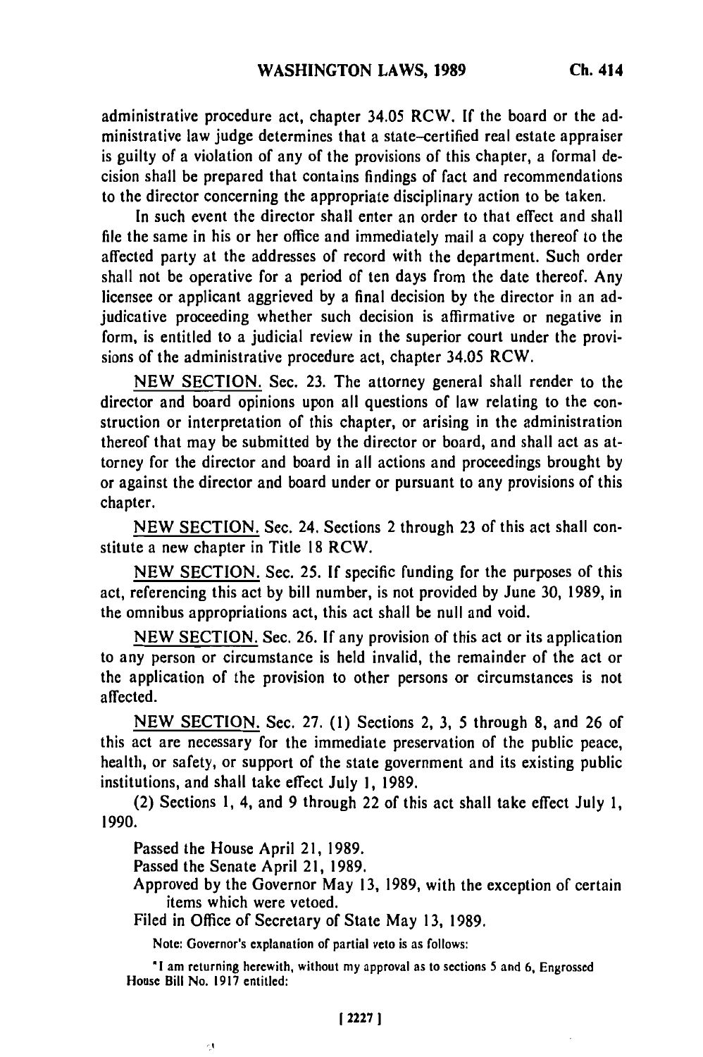administrative procedure act, chapter 34.05 RCW. If the board or the administrative law judge determines that a state-certified real estate appraiser is guilty of a violation of any of the provisions of this chapter, a formal decision shall be prepared that contains findings of fact and recommendations to the director concerning the appropriate disciplinary action to be taken.

In such event the director shall enter an order to that effect and shall file the same in his or her office and immediately mail a copy thereof to the affected party at the addresses of record with the department. Such order shall not be operative for a period of ten days from the date thereof. Any licensee or applicant aggrieved by a final decision by the director in an adjudicative proceeding whether such decision is affirmative or negative in form, is entitled to a judicial review in the superior court under the provisions of the administrative procedure act, chapter 34.05 RCW.

NEW SECTION. Sec. 23. The attorney general shall render to the director and board opinions upon all questions of law relating to the construction or interpretation of this chapter, or arising in the administration thereof that may be submitted by the director or board, and shall act as attorney for the director and board in all actions and proceedings brought by or against the director and board under or pursuant to any provisions of this chapter.

NEW SECTION. Sec. 24. Sections 2 through 23 of this act shall constitute a new chapter in Title 18 RCW.

NEW SECTION. Sec. 25. If specific funding for the purposes of this act, referencing this act by bill number, is not provided by June 30, 1989, in the omnibus appropriations act, this act shall be null and void.

NEW SECTION. Sec. 26. If any provision of this act or its application to any person or circumstance is held invalid, the remainder of the act or the application of the provision to other persons or circumstances is not affected.

NEW SECTION. Sec. 27. (1) Sections 2, 3, 5 through 8, and 26 of this act are necessary for the immediate preservation of the public peace, health, or safety, or support of the state government and its existing public institutions, and shall take effect July 1, 1989.

(2) Sections 1, 4, and 9 through 22 of this act shall take effect July 1, 1990.

Passed the House April 21, 1989.
Passed the Senate April 21, 1989.
Approved by the Governor May 13, 1989, with the exception of certain items which were vetoed.
Filed in Office of Secretary of State May 13, 1989.

Note: Governor's explanation of partial veto is as follows:

"I am returning herewith, without my approval as to sections 5 and 6, Engrossed House Bill No. 1917 entitled: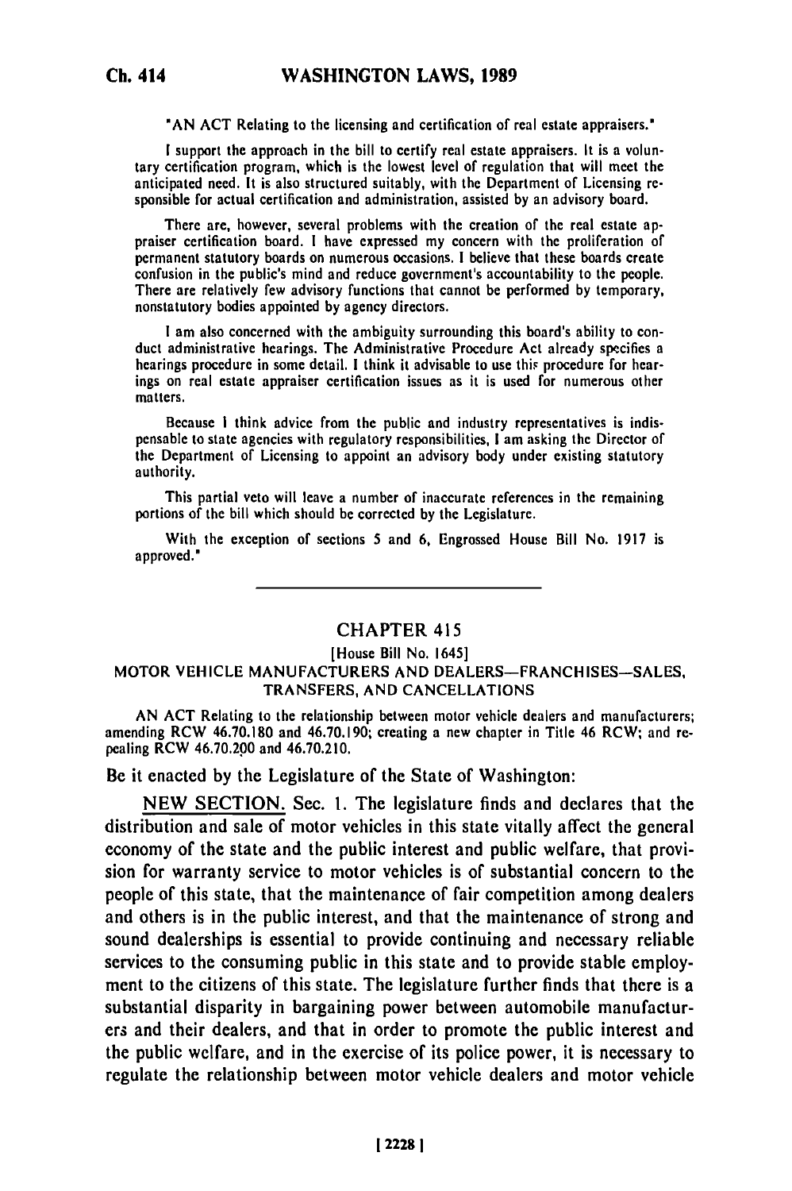"AN ACT Relating to the licensing and certification of real estate appraisers."

I support the approach in the bill to certify real estate appraisers. It is a voluntary certification program, which is the lowest level of regulation that will meet the anticipated need. It is also structured suitably, with the Department of Licensing responsible for actual certification and administration, assisted by an advisory board.

There are, however, several problems with the creation of the real estate appraiser certification board. I have expressed my concern with the proliferation of permanent statutory boards on numerous occasions. I believe that these boards create confusion in the public's mind and reduce government's accountability to the people. There are relatively few advisory functions that cannot be performed by temporary, nonstatutory bodies appointed by agency directors.

I am also concerned with the ambiguity surrounding this board's ability to conduct administrative hearings. The Administrative Procedure Act already specifies a hearings procedure in some detail. I think it advisable to use this procedure for hearings on real estate appraiser certification issues as it is used for numerous other matters.

Because I think advice from the public and industry representatives is indispensable to state agencies with regulatory responsibilities, I am asking the Director of the Department of Licensing to appoint an advisory body under existing statutory authority.

This partial veto will leave a number of inaccurate references in the remaining portions of the bill which should be corrected by the Legislature.

With the exception of sections 5 and 6, Engrossed House Bill No. 1917 is approved."

---

## CHAPTER 415

[House Bill No. 1645]

### MOTOR VEHICLE MANUFACTURERS AND DEALERS—FRANCHISES—SALES, TRANSFERS, AND CANCELLATIONS

AN ACT Relating to the relationship between motor vehicle dealers and manufacturers; amending RCW 46.70.180 and 46.70.190; creating a new chapter in Title 46 RCW; and repealing RCW 46.70.200 and 46.70.210.

Be it enacted by the Legislature of the State of Washington:

NEW SECTION. Sec. 1. The legislature finds and declares that the distribution and sale of motor vehicles in this state vitally affect the general economy of the state and the public interest and public welfare, that provision for warranty service to motor vehicles is of substantial concern to the people of this state, that the maintenance of fair competition among dealers and others is in the public interest, and that the maintenance of strong and sound dealerships is essential to provide continuing and necessary reliable services to the consuming public in this state and to provide stable employment to the citizens of this state. The legislature further finds that there is a substantial disparity in bargaining power between automobile manufacturers and their dealers, and that in order to promote the public interest and the public welfare, and in the exercise of its police power, it is necessary to regulate the relationship between motor vehicle dealers and motor vehicle